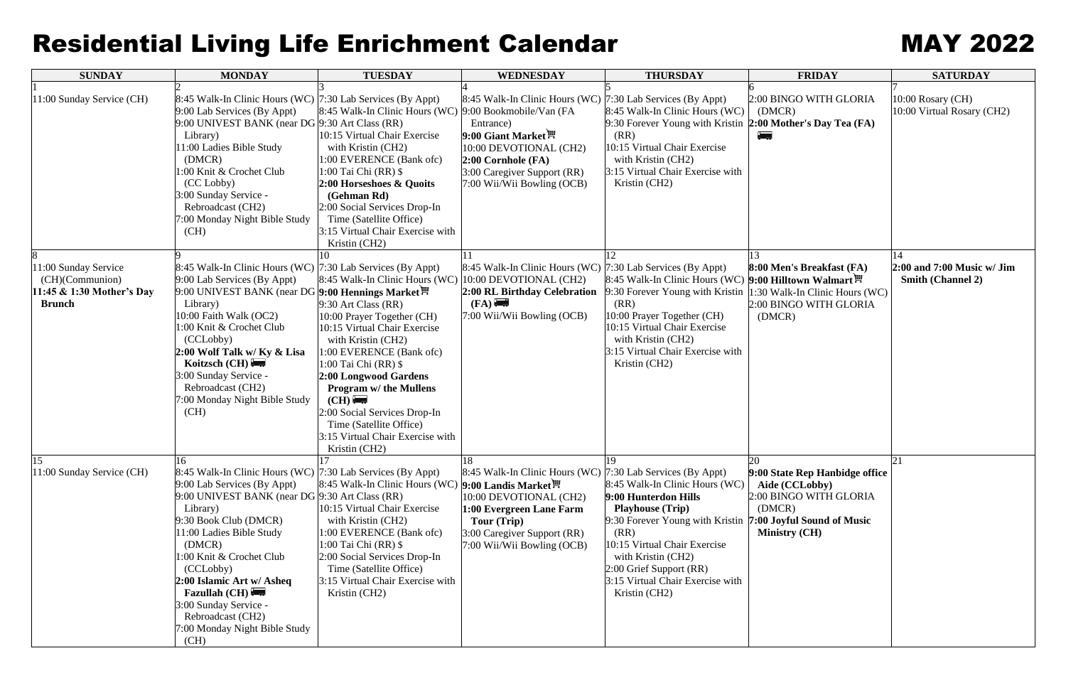# Residential Living Life Enrichment Calendar

# MAY 2022

| SUNDAY | MONDAY | TUESDAY | WEDNESDAY | THURSDAY | FRIDAY | SATURDAY |
|---|---|---|---|---|---|---|
| 1<br>11:00 Sunday Service (CH) | 2<br>8:45 Walk-In Clinic Hours (WC)<br>9:00 Lab Services (By Appt)<br>9:00 UNIVEST BANK (near DG Library)<br>11:00 Ladies Bible Study (DMCR)<br>1:00 Knit & Crochet Club (CC Lobby)<br>3:00 Sunday Service - Rebroadcast (CH2)<br>7:00 Monday Night Bible Study (CH) | 3<br>7:30 Lab Services (By Appt)<br>8:45 Walk-In Clinic Hours (WC)<br>9:30 Art Class (RR)<br>10:15 Virtual Chair Exercise with Kristin (CH2)<br>1:00 EVERENCE (Bank ofc)<br>1:00 Tai Chi (RR) $<br>**2:00 Horseshoes & Quoits (Gehman Rd)**<br>2:00 Social Services Drop-In Time (Satellite Office)<br>3:15 Virtual Chair Exercise with Kristin (CH2) | 4<br>8:45 Walk-In Clinic Hours (WC)<br>9:00 Bookmobile/Van (FA Entrance)<br>**9:00 Giant Market**<br>10:00 DEVOTIONAL (CH2)<br>**2:00 Cornhole (FA)**<br>3:00 Caregiver Support (RR)<br>7:00 Wii/Wii Bowling (OCB) | 5<br>7:30 Lab Services (By Appt)<br>8:45 Walk-In Clinic Hours (WC)<br>9:30 Forever Young with Kristin (RR)<br>10:15 Virtual Chair Exercise with Kristin (CH2)<br>3:15 Virtual Chair Exercise with Kristin (CH2) | 6<br>2:00 BINGO WITH GLORIA (DMCR)<br>**2:00 Mother's Day Tea (FA)** | 7<br>10:00 Rosary (CH)<br>10:00 Virtual Rosary (CH2) |
| 8<br>11:00 Sunday Service (CH)(Communion)<br>**11:45 & 1:30 Mother's Day Brunch** | 9<br>8:45 Walk-In Clinic Hours (WC)<br>9:00 Lab Services (By Appt)<br>9:00 UNIVEST BANK (near DG Library)<br>10:00 Faith Walk (OC2)<br>1:00 Knit & Crochet Club (CCLobby)<br>**2:00 Wolf Talk w/ Ky & Lisa Koitzsch (CH)**<br>3:00 Sunday Service - Rebroadcast (CH2)<br>7:00 Monday Night Bible Study (CH) | 10<br>7:30 Lab Services (By Appt)<br>8:45 Walk-In Clinic Hours (WC)<br>**9:00 Hennings Market**<br>9:30 Art Class (RR)<br>10:00 Prayer Together (CH)<br>10:15 Virtual Chair Exercise with Kristin (CH2)<br>1:00 EVERENCE (Bank ofc)<br>1:00 Tai Chi (RR) $<br>**2:00 Longwood Gardens Program w/ the Mullens (CH)**<br>2:00 Social Services Drop-In Time (Satellite Office)<br>3:15 Virtual Chair Exercise with Kristin (CH2) | 11<br>8:45 Walk-In Clinic Hours (WC)<br>10:00 DEVOTIONAL (CH2)<br>**2:00 RL Birthday Celebration (FA)**<br>7:00 Wii/Wii Bowling (OCB) | 12<br>7:30 Lab Services (By Appt)<br>8:45 Walk-In Clinic Hours (WC)<br>9:30 Forever Young with Kristin (RR)<br>10:00 Prayer Together (CH)<br>10:15 Virtual Chair Exercise with Kristin (CH2)<br>3:15 Virtual Chair Exercise with Kristin (CH2) | 13<br>**8:00 Men's Breakfast (FA)**<br>**9:00 Hilltown Walmart**<br>1:30 Walk-In Clinic Hours (WC)<br>2:00 BINGO WITH GLORIA (DMCR) | 14<br>**2:00 and 7:00 Music w/ Jim Smith (Channel 2)** |
| 15<br>11:00 Sunday Service (CH) | 16<br>8:45 Walk-In Clinic Hours (WC)<br>9:00 Lab Services (By Appt)<br>9:00 UNIVEST BANK (near DG Library)<br>9:30 Book Club (DMCR)<br>11:00 Ladies Bible Study (DMCR)<br>1:00 Knit & Crochet Club (CCLobby)<br>**2:00 Islamic Art w/ Asheq Fazullah (CH)**<br>3:00 Sunday Service - Rebroadcast (CH2)<br>7:00 Monday Night Bible Study (CH) | 17<br>7:30 Lab Services (By Appt)<br>8:45 Walk-In Clinic Hours (WC)<br>9:30 Art Class (RR)<br>10:15 Virtual Chair Exercise with Kristin (CH2)<br>1:00 EVERENCE (Bank ofc)<br>1:00 Tai Chi (RR) $<br>2:00 Social Services Drop-In Time (Satellite Office)<br>3:15 Virtual Chair Exercise with Kristin (CH2) | 18<br>8:45 Walk-In Clinic Hours (WC)<br>**9:00 Landis Market**<br>10:00 DEVOTIONAL (CH2)<br>**1:00 Evergreen Lane Farm Tour (Trip)**<br>3:00 Caregiver Support (RR)<br>7:00 Wii/Wii Bowling (OCB) | 19<br>7:30 Lab Services (By Appt)<br>8:45 Walk-In Clinic Hours (WC)<br>**9:00 Hunterdon Hills Playhouse (Trip)**<br>9:30 Forever Young with Kristin (RR)<br>10:15 Virtual Chair Exercise with Kristin (CH2)<br>2:00 Grief Support (RR)<br>3:15 Virtual Chair Exercise with Kristin (CH2) | 20<br>**9:00 State Rep Hanbidge office Aide (CCLobby)**<br>2:00 BINGO WITH GLORIA (DMCR)<br>**7:00 Joyful Sound of Music Ministry (CH)** | 21 |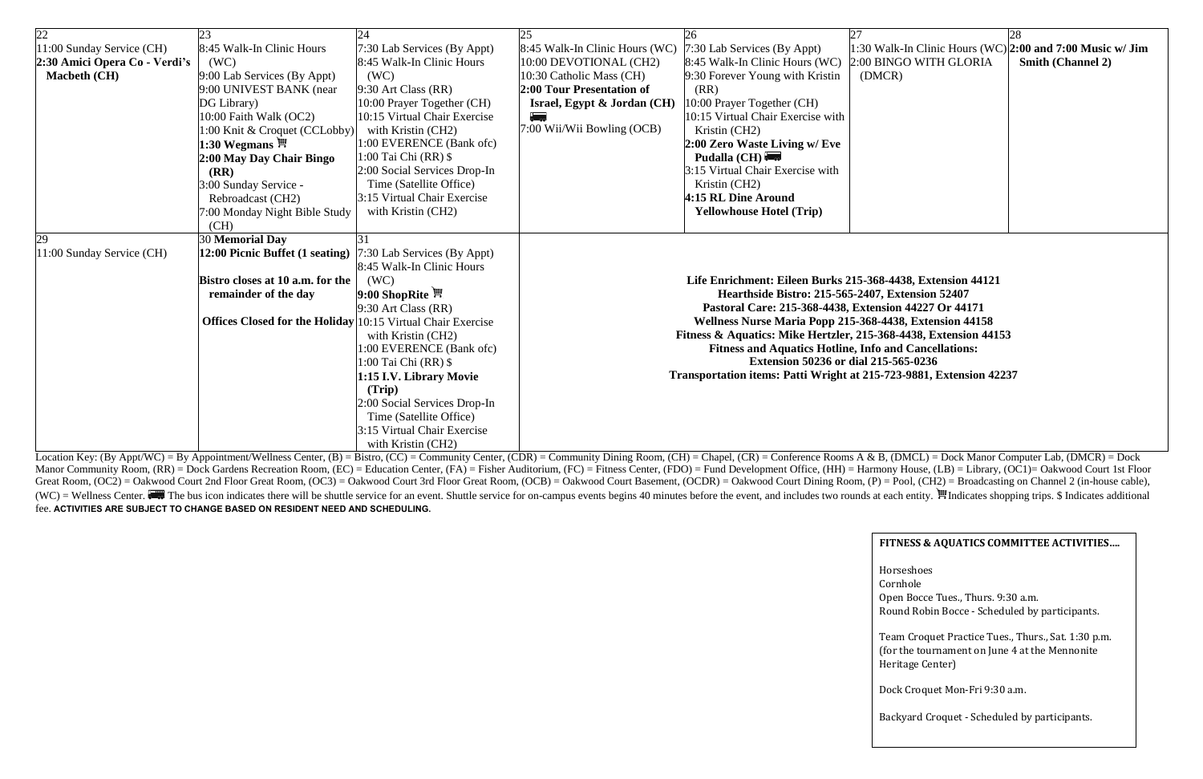| | | | | | | |
|---|---|---|---|---|---|---|
| 22<br>11:00 Sunday Service (CH)<br>**2:30 Amici Opera Co - Verdi's Macbeth (CH)** | 23<br>8:45 Walk-In Clinic Hours (WC)<br>9:00 Lab Services (By Appt)<br>9:00 UNIVEST BANK (near DG Library)<br>10:00 Faith Walk (OC2)<br>1:00 Knit & Croquet (CCLobby)<br>**1:30 Wegmans** 🛒<br>**2:00 May Day Chair Bingo (RR)**<br>3:00 Sunday Service - Rebroadcast (CH2)<br>7:00 Monday Night Bible Study (CH) | 24<br>7:30 Lab Services (By Appt)<br>8:45 Walk-In Clinic Hours (WC)<br>9:30 Art Class (RR)<br>10:00 Prayer Together (CH)<br>10:15 Virtual Chair Exercise with Kristin (CH2)<br>1:00 EVERENCE (Bank ofc)<br>1:00 Tai Chi (RR) $<br>2:00 Social Services Drop-In Time (Satellite Office)<br>3:15 Virtual Chair Exercise with Kristin (CH2) | 25<br>8:45 Walk-In Clinic Hours (WC)<br>10:00 DEVOTIONAL (CH2)<br>10:30 Catholic Mass (CH)<br>**2:00 Tour Presentation of Israel, Egypt & Jordan (CH)** 🚌<br>7:00 Wii/Wii Bowling (OCB) | 26<br>7:30 Lab Services (By Appt)<br>8:45 Walk-In Clinic Hours (WC)<br>9:30 Forever Young with Kristin (RR)<br>10:00 Prayer Together (CH)<br>10:15 Virtual Chair Exercise with Kristin (CH2)<br>**2:00 Zero Waste Living w/ Eve Pudalla (CH)** 🚌<br>3:15 Virtual Chair Exercise with Kristin (CH2)<br>**4:15 RL Dine Around Yellowhouse Hotel (Trip)** | 27<br>1:30 Walk-In Clinic Hours (WC)<br>2:00 BINGO WITH GLORIA (DMCR) | 28<br>**2:00 and 7:00 Music w/ Jim Smith (Channel 2)** |
| 29<br>11:00 Sunday Service (CH) | 30 **Memorial Day**<br>**12:00 Picnic Buffet (1 seating)**<br><br>**Bistro closes at 10 a.m. for the remainder of the day**<br><br>**Offices Closed for the Holiday** | 31<br>7:30 Lab Services (By Appt)<br>8:45 Walk-In Clinic Hours (WC)<br>**9:00 ShopRite** 🛒<br>9:30 Art Class (RR)<br>10:15 Virtual Chair Exercise with Kristin (CH2)<br>1:00 EVERENCE (Bank ofc)<br>1:00 Tai Chi (RR) $<br>**1:15 I.V. Library Movie (Trip)**<br>2:00 Social Services Drop-In Time (Satellite Office)<br>3:15 Virtual Chair Exercise with Kristin (CH2) | **Life Enrichment: Eileen Burks 215-368-4438, Extension 44121**<br>**Hearthside Bistro: 215-565-2407, Extension 52407**<br>**Pastoral Care: 215-368-4438, Extension 44227 Or 44171**<br>**Wellness Nurse Maria Popp 215-368-4438, Extension 44158**<br>**Fitness & Aquatics: Mike Hertzler, 215-368-4438, Extension 44153**<br>**Fitness and Aquatics Hotline, Info and Cancellations:**<br>**Extension 50236 or dial 215-565-0236**<br>**Transportation items: Patti Wright at 215-723-9881, Extension 42237** | | | |

Location Key: (By Appt/WC) = By Appointment/Wellness Center, (B) = Bistro, (CC) = Community Center, (CDR) = Community Dining Room, (CH) = Chapel, (CR) = Conference Rooms A & B, (DMCL) = Dock Manor Computer Lab, (DMCR) = Dock Manor Community Room, (RR) = Dock Gardens Recreation Room, (EC) = Education Center, (FA) = Fisher Auditorium, (FC) = Fitness Center, (FDO) = Fund Development Office, (HH) = Harmony House, (LB) = Library, (OC1)= Oakwood Court 1st Floor Great Room, (OC2) = Oakwood Court 2nd Floor Great Room, (OC3) = Oakwood Court 3rd Floor Great Room, (OCB) = Oakwood Court Basement, (OCDR) = Oakwood Court Dining Room, (P) = Pool, (CH2) = Broadcasting on Channel 2 (in-house cable), (WC) = Wellness Center. 🚌 The bus icon indicates there will be shuttle service for an event. Shuttle service for on-campus events begins 40 minutes before the event, and includes two rounds at each entity. 🛒 Indicates shopping trips. $ Indicates additional fee. **ACTIVITIES ARE SUBJECT TO CHANGE BASED ON RESIDENT NEED AND SCHEDULING.**

**FITNESS & AQUATICS COMMITTEE ACTIVITIES….**

Horseshoes
Cornhole
Open Bocce Tues., Thurs. 9:30 a.m.
Round Robin Bocce - Scheduled by participants.

Team Croquet Practice Tues., Thurs., Sat. 1:30 p.m. (for the tournament on June 4 at the Mennonite Heritage Center)

Dock Croquet Mon-Fri 9:30 a.m.

Backyard Croquet - Scheduled by participants.